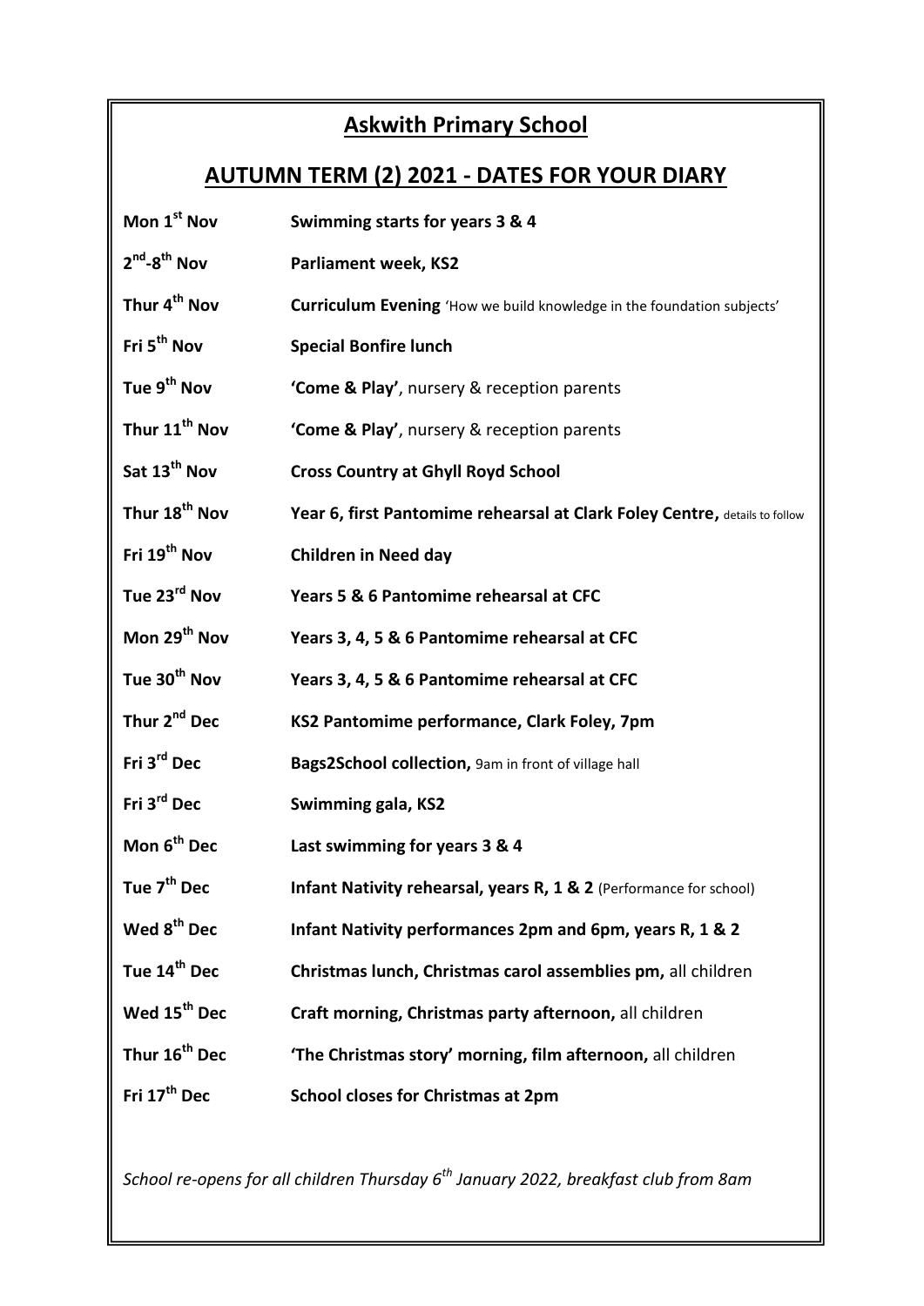# Askwith Primary School

## AUTUMN TERM (2) 2021 - DATES FOR YOUR DIARY

| | |
|---|---|
| **Mon 1st Nov** | **Swimming starts for years 3 & 4** |
| **2nd-8th Nov** | **Parliament week, KS2** |
| **Thur 4th Nov** | **Curriculum Evening** 'How we build knowledge in the foundation subjects' |
| **Fri 5th Nov** | **Special Bonfire lunch** |
| **Tue 9th Nov** | **'Come & Play'**, nursery & reception parents |
| **Thur 11th Nov** | **'Come & Play'**, nursery & reception parents |
| **Sat 13th Nov** | **Cross Country at Ghyll Royd School** |
| **Thur 18th Nov** | **Year 6, first Pantomime rehearsal at Clark Foley Centre,** details to follow |
| **Fri 19th Nov** | **Children in Need day** |
| **Tue 23rd Nov** | **Years 5 & 6 Pantomime rehearsal at CFC** |
| **Mon 29th Nov** | **Years 3, 4, 5 & 6 Pantomime rehearsal at CFC** |
| **Tue 30th Nov** | **Years 3, 4, 5 & 6 Pantomime rehearsal at CFC** |
| **Thur 2nd Dec** | **KS2 Pantomime performance, Clark Foley, 7pm** |
| **Fri 3rd Dec** | **Bags2School collection,** 9am in front of village hall |
| **Fri 3rd Dec** | **Swimming gala, KS2** |
| **Mon 6th Dec** | **Last swimming for years 3 & 4** |
| **Tue 7th Dec** | **Infant Nativity rehearsal, years R, 1 & 2** (Performance for school) |
| **Wed 8th Dec** | **Infant Nativity performances 2pm and 6pm, years R, 1 & 2** |
| **Tue 14th Dec** | **Christmas lunch, Christmas carol assemblies pm,** all children |
| **Wed 15th Dec** | **Craft morning, Christmas party afternoon,** all children |
| **Thur 16th Dec** | **'The Christmas story' morning, film afternoon,** all children |
| **Fri 17th Dec** | **School closes for Christmas at 2pm** |

*School re-opens for all children Thursday 6th January 2022, breakfast club from 8am*